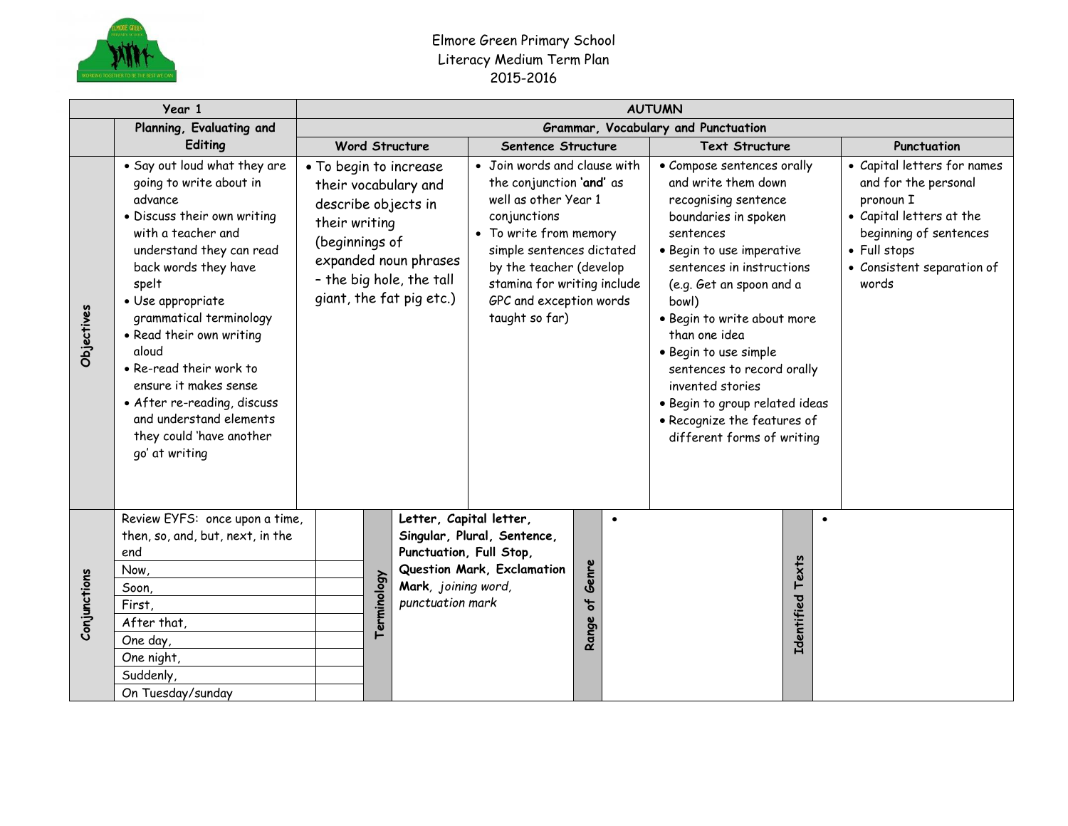Elmore Green Primary School
Literacy Medium Term Plan
2015-2016

| Year 1 | | AUTUMN | | | |
|---|---|---|---|---|---|
| | Planning, Evaluating and Editing | Grammar, Vocabulary and Punctuation | | | |
| | | Word Structure | Sentence Structure | Text Structure | Punctuation |
| **Objectives** | • Say out loud what they are going to write about in advance<br>• Discuss their own writing with a teacher and understand they can read back words they have spelt<br>• Use appropriate grammatical terminology<br>• Read their own writing aloud<br>• Re-read their work to ensure it makes sense<br>• After re-reading, discuss and understand elements they could 'have another go' at writing | • To begin to increase their vocabulary and describe objects in their writing (beginnings of expanded noun phrases – the big hole, the tall giant, the fat pig etc.) | • Join words and clause with the conjunction **'and'** as well as other Year 1 conjunctions<br>• To write from memory simple sentences dictated by the teacher (develop stamina for writing include GPC and exception words taught so far) | • Compose sentences orally and write them down recognising sentence boundaries in spoken sentences<br>• Begin to use imperative sentences in instructions (e.g. Get an spoon and a bowl)<br>• Begin to write about more than one idea<br>• Begin to use simple sentences to record orally invented stories<br>• Begin to group related ideas<br>• Recognize the features of different forms of writing | • Capital letters for names and for the personal pronoun I<br>• Capital letters at the beginning of sentences<br>• Full stops<br>• Consistent separation of words |

| Conjunctions | | | Terminology | | Range of Genre | | Identified Texts | |
|---|---|---|---|---|---|---|---|---|
| | Review EYFS: once upon a time, then, so, and, but, next, in the end | | | **Letter, Capital letter, Singular, Plural, Sentence, Punctuation, Full Stop, Question Mark, Exclamation Mark**, *joining word, punctuation mark* | | • | | • |
| | Now, | | | | | | | |
| | Soon, | | | | | | | |
| | First, | | | | | | | |
| | After that, | | | | | | | |
| | One day, | | | | | | | |
| | One night, | | | | | | | |
| | Suddenly, | | | | | | | |
| | On Tuesday/sunday | | | | | | | |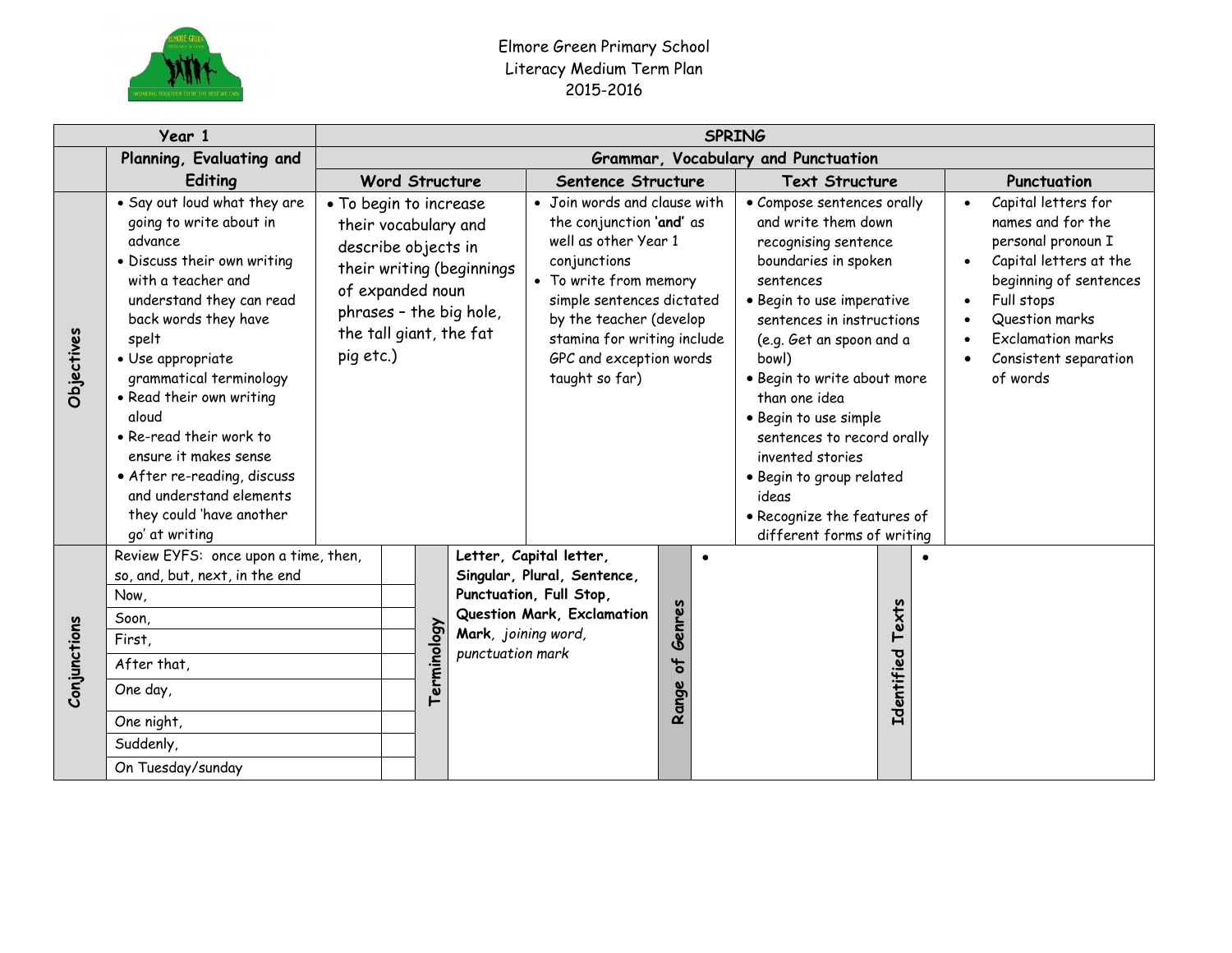Elmore Green Primary School
Literacy Medium Term Plan
2015-2016

| Year 1 | | SPRING | | | | |
|---|---|---|---|---|---|---|
| | Planning, Evaluating and Editing | Grammar, Vocabulary and Punctuation | | | | |
| | | Word Structure | Sentence Structure | Text Structure | Punctuation | |
| Objectives | • Say out loud what they are going to write about in advance<br>• Discuss their own writing with a teacher and understand they can read back words they have spelt<br>• Use appropriate grammatical terminology<br>• Read their own writing aloud<br>• Re-read their work to ensure it makes sense<br>• After re-reading, discuss and understand elements they could 'have another go' at writing | • To begin to increase their vocabulary and describe objects in their writing (beginnings of expanded noun phrases – the big hole, the tall giant, the fat pig etc.) | • Join words and clause with the conjunction **'and'** as well as other Year 1 conjunctions<br>• To write from memory simple sentences dictated by the teacher (develop stamina for writing include GPC and exception words taught so far) | • Compose sentences orally and write them down recognising sentence boundaries in spoken sentences<br>• Begin to use imperative sentences in instructions (e.g. Get an spoon and a bowl)<br>• Begin to write about more than one idea<br>• Begin to use simple sentences to record orally invented stories<br>• Begin to group related ideas<br>• Recognize the features of different forms of writing | • Capital letters for names and for the personal pronoun I<br>• Capital letters at the beginning of sentences<br>• Full stops<br>• Question marks<br>• Exclamation marks<br>• Consistent separation of words | |

| Conjunctions | | | Terminology | | Range of Genres | | Identified Texts | |
|---|---|---|---|---|---|---|---|---|
| | Review EYFS: once upon a time, then, so, and, but, next, in the end | | | **Letter**, **Capital letter**, **Singular**, **Plural**, **Sentence**, **Punctuation**, **Full Stop**, **Question Mark**, **Exclamation Mark**, *joining word*, *punctuation mark* | | • | | • |
| | Now, | | | | | | | |
| | Soon, | | | | | | | |
| | First, | | | | | | | |
| | After that, | | | | | | | |
| | One day, | | | | | | | |
| | One night, | | | | | | | |
| | Suddenly, | | | | | | | |
| | On Tuesday/sunday | | | | | | | |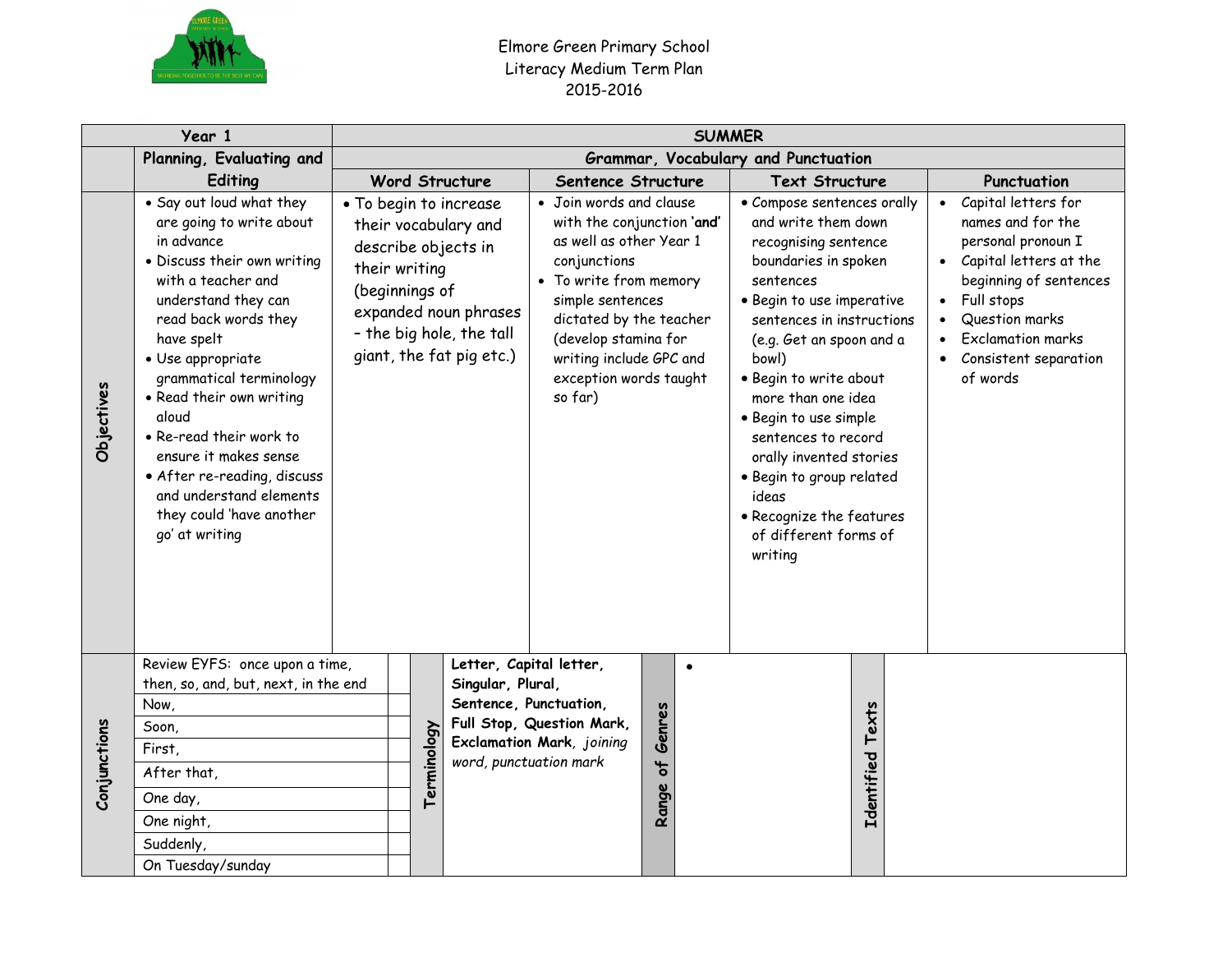Elmore Green Primary School
Literacy Medium Term Plan
2015-2016

| Year 1 | | SUMMER | | | |
|---|---|---|---|---|---|
| | Planning, Evaluating and Editing | Grammar, Vocabulary and Punctuation | | | |
| | | Word Structure | Sentence Structure | Text Structure | Punctuation |
| Objectives | • Say out loud what they are going to write about in advance<br>• Discuss their own writing with a teacher and understand they can read back words they have spelt<br>• Use appropriate grammatical terminology<br>• Read their own writing aloud<br>• Re-read their work to ensure it makes sense<br>• After re-reading, discuss and understand elements they could 'have another go' at writing | • To begin to increase their vocabulary and describe objects in their writing (beginnings of expanded noun phrases – the big hole, the tall giant, the fat pig etc.) | • Join words and clause with the conjunction **'and'** as well as other Year 1 conjunctions<br>• To write from memory simple sentences dictated by the teacher (develop stamina for writing include GPC and exception words taught so far) | • Compose sentences orally and write them down recognising sentence boundaries in spoken sentences<br>• Begin to use imperative sentences in instructions (e.g. Get an spoon and a bowl)<br>• Begin to write about more than one idea<br>• Begin to use simple sentences to record orally invented stories<br>• Begin to group related ideas<br>• Recognize the features of different forms of writing | • Capital letters for names and for the personal pronoun I<br>• Capital letters at the beginning of sentences<br>• Full stops<br>• Question marks<br>• Exclamation marks<br>• Consistent separation of words |

| Conjunctions | | | Terminology | | Range of Genres | | Identified Texts | |
|---|---|---|---|---|---|---|---|---|
| | Review EYFS: once upon a time, then, so, and, but, next, in the end | | | **Letter, Capital letter, Singular, Plural, Sentence, Punctuation, Full Stop, Question Mark, Exclamation Mark,** *joining word, punctuation mark* | | • | | |
| | Now, | | | | | | | |
| | Soon, | | | | | | | |
| | First, | | | | | | | |
| | After that, | | | | | | | |
| | One day, | | | | | | | |
| | One night, | | | | | | | |
| | Suddenly, | | | | | | | |
| | On Tuesday/sunday | | | | | | | |